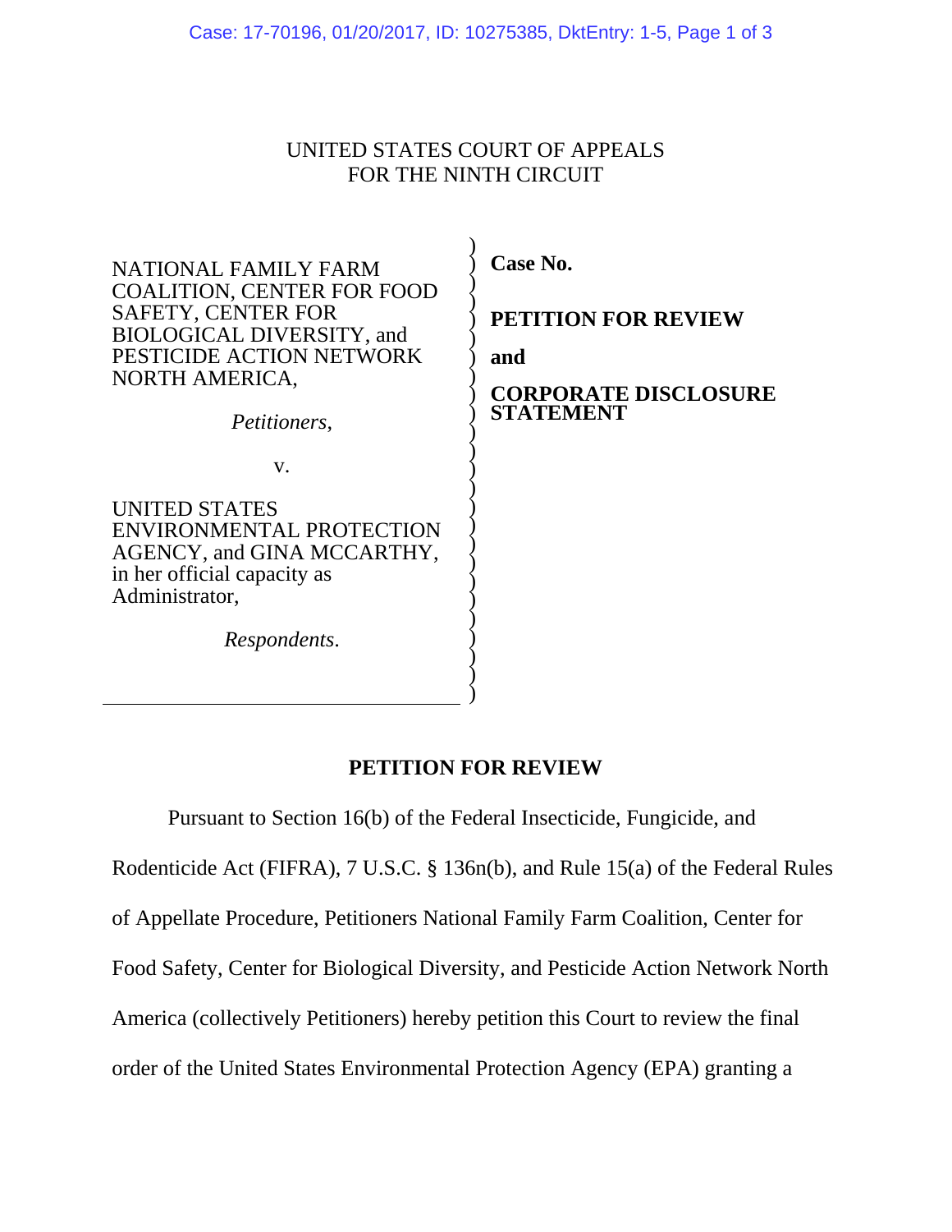UNITED STATES COURT OF APPEALS
FOR THE NINTH CIRCUIT

NATIONAL FAMILY FARM COALITION, CENTER FOR FOOD SAFETY, CENTER FOR BIOLOGICAL DIVERSITY, and PESTICIDE ACTION NETWORK NORTH AMERICA,

*Petitioners,*

v.

UNITED STATES ENVIRONMENTAL PROTECTION AGENCY, and GINA MCCARTHY, in her official capacity as Administrator,

*Respondents.*

**Case No.**

**PETITION FOR REVIEW**

**and**

**CORPORATE DISCLOSURE STATEMENT**

## PETITION FOR REVIEW

Pursuant to Section 16(b) of the Federal Insecticide, Fungicide, and Rodenticide Act (FIFRA), 7 U.S.C. § 136n(b), and Rule 15(a) of the Federal Rules of Appellate Procedure, Petitioners National Family Farm Coalition, Center for Food Safety, Center for Biological Diversity, and Pesticide Action Network North America (collectively Petitioners) hereby petition this Court to review the final order of the United States Environmental Protection Agency (EPA) granting a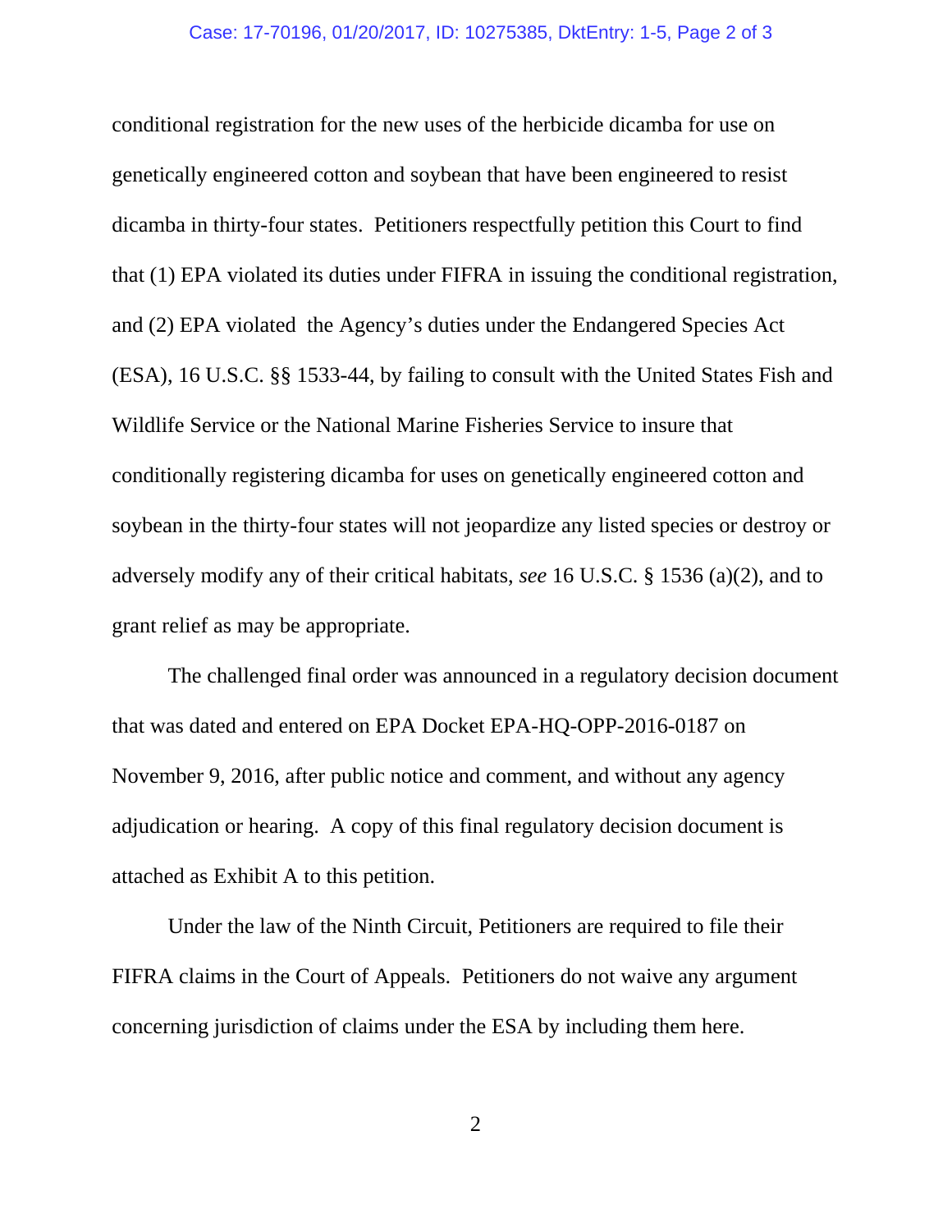conditional registration for the new uses of the herbicide dicamba for use on genetically engineered cotton and soybean that have been engineered to resist dicamba in thirty-four states. Petitioners respectfully petition this Court to find that (1) EPA violated its duties under FIFRA in issuing the conditional registration, and (2) EPA violated the Agency's duties under the Endangered Species Act (ESA), 16 U.S.C. §§ 1533-44, by failing to consult with the United States Fish and Wildlife Service or the National Marine Fisheries Service to insure that conditionally registering dicamba for uses on genetically engineered cotton and soybean in the thirty-four states will not jeopardize any listed species or destroy or adversely modify any of their critical habitats, *see* 16 U.S.C. § 1536 (a)(2), and to grant relief as may be appropriate.

The challenged final order was announced in a regulatory decision document that was dated and entered on EPA Docket EPA-HQ-OPP-2016-0187 on November 9, 2016, after public notice and comment, and without any agency adjudication or hearing. A copy of this final regulatory decision document is attached as Exhibit A to this petition.

Under the law of the Ninth Circuit, Petitioners are required to file their FIFRA claims in the Court of Appeals. Petitioners do not waive any argument concerning jurisdiction of claims under the ESA by including them here.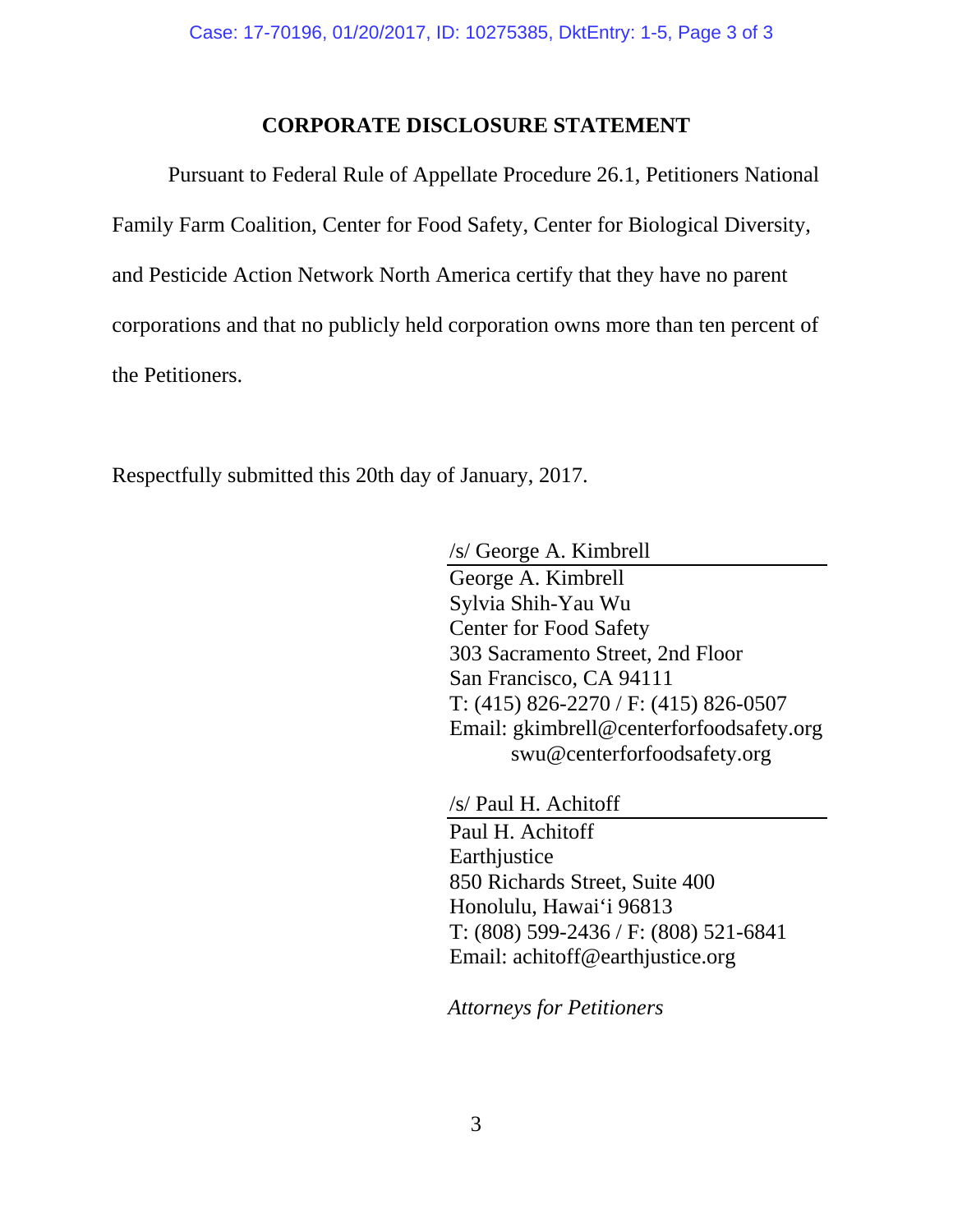## CORPORATE DISCLOSURE STATEMENT

Pursuant to Federal Rule of Appellate Procedure 26.1, Petitioners National Family Farm Coalition, Center for Food Safety, Center for Biological Diversity, and Pesticide Action Network North America certify that they have no parent corporations and that no publicly held corporation owns more than ten percent of the Petitioners.

Respectfully submitted this 20th day of January, 2017.

/s/ George A. Kimbrell
George A. Kimbrell
Sylvia Shih-Yau Wu
Center for Food Safety
303 Sacramento Street, 2nd Floor
San Francisco, CA 94111
T: (415) 826-2270 / F: (415) 826-0507
Email: gkimbrell@centerforfoodsafety.org
swu@centerforfoodsafety.org

/s/ Paul H. Achitoff
Paul H. Achitoff
Earthjustice
850 Richards Street, Suite 400
Honolulu, Hawai‘i 96813
T: (808) 599-2436 / F: (808) 521-6841
Email: achitoff@earthjustice.org

*Attorneys for Petitioners*